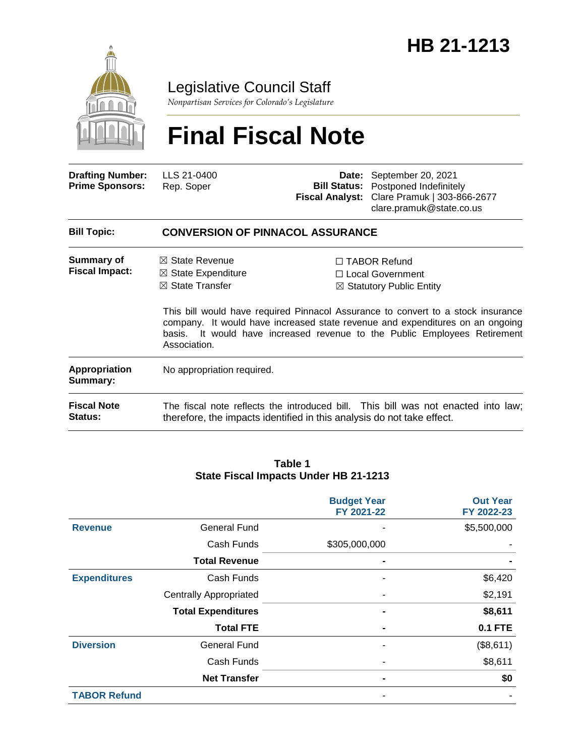# HB 21-1213

Legislative Council Staff

*Nonpartisan Services for Colorado's Legislature*

# Final Fiscal Note

| | | | |
|---|---|---|---|
| **Drafting Number:** | LLS 21-0400 | **Date:** | September 20, 2021 |
| **Prime Sponsors:** | Rep. Soper | **Bill Status:** | Postponed Indefinitely |
| | | **Fiscal Analyst:** | Clare Pramuk \| 303-866-2677<br>clare.pramuk@state.co.us |

| | |
|---|---|
| **Bill Topic:** | **CONVERSION OF PINNACOL ASSURANCE** |
| **Summary of Fiscal Impact:** | ☒ State Revenue ☐ TABOR Refund<br>☒ State Expenditure ☐ Local Government<br>☒ State Transfer ☒ Statutory Public Entity<br><br>This bill would have required Pinnacol Assurance to convert to a stock insurance company. It would have increased state revenue and expenditures on an ongoing basis. It would have increased revenue to the Public Employees Retirement Association. |
| **Appropriation Summary:** | No appropriation required. |
| **Fiscal Note Status:** | The fiscal note reflects the introduced bill. This bill was not enacted into law; therefore, the impacts identified in this analysis do not take effect. |

**Table 1**
**State Fiscal Impacts Under HB 21-1213**

| | | Budget Year FY 2021-22 | Out Year FY 2022-23 |
|---|---|---|---|
| **Revenue** | General Fund | - | $5,500,000 |
| | Cash Funds | $305,000,000 | - |
| | **Total Revenue** | **-** | **-** |
| **Expenditures** | Cash Funds | - | $6,420 |
| | Centrally Appropriated | - | $2,191 |
| | **Total Expenditures** | **-** | **$8,611** |
| | **Total FTE** | **-** | **0.1 FTE** |
| **Diversion** | General Fund | - | ($8,611) |
| | Cash Funds | - | $8,611 |
| | **Net Transfer** | **-** | **$0** |
| **TABOR Refund** | | - | - |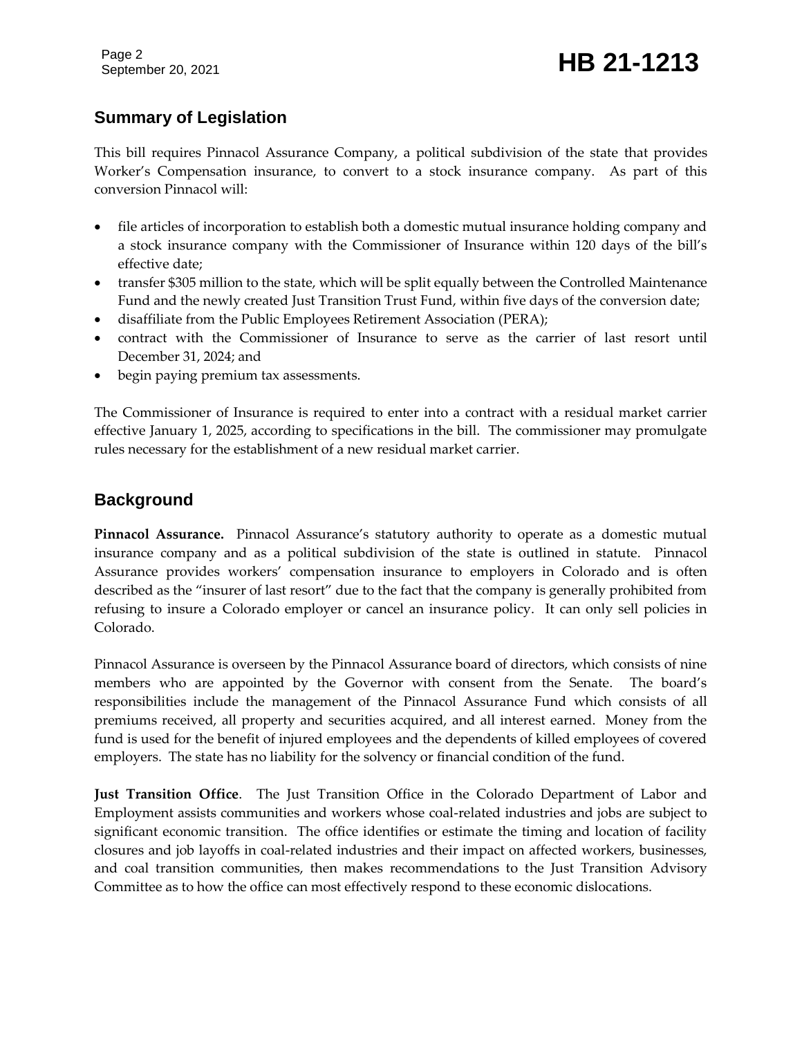## Summary of Legislation

This bill requires Pinnacol Assurance Company, a political subdivision of the state that provides Worker's Compensation insurance, to convert to a stock insurance company. As part of this conversion Pinnacol will:

- file articles of incorporation to establish both a domestic mutual insurance holding company and a stock insurance company with the Commissioner of Insurance within 120 days of the bill's effective date;
- transfer $305 million to the state, which will be split equally between the Controlled Maintenance Fund and the newly created Just Transition Trust Fund, within five days of the conversion date;
- disaffiliate from the Public Employees Retirement Association (PERA);
- contract with the Commissioner of Insurance to serve as the carrier of last resort until December 31, 2024; and
- begin paying premium tax assessments.

The Commissioner of Insurance is required to enter into a contract with a residual market carrier effective January 1, 2025, according to specifications in the bill. The commissioner may promulgate rules necessary for the establishment of a new residual market carrier.

## Background

**Pinnacol Assurance.** Pinnacol Assurance's statutory authority to operate as a domestic mutual insurance company and as a political subdivision of the state is outlined in statute. Pinnacol Assurance provides workers' compensation insurance to employers in Colorado and is often described as the "insurer of last resort" due to the fact that the company is generally prohibited from refusing to insure a Colorado employer or cancel an insurance policy. It can only sell policies in Colorado.

Pinnacol Assurance is overseen by the Pinnacol Assurance board of directors, which consists of nine members who are appointed by the Governor with consent from the Senate. The board's responsibilities include the management of the Pinnacol Assurance Fund which consists of all premiums received, all property and securities acquired, and all interest earned. Money from the fund is used for the benefit of injured employees and the dependents of killed employees of covered employers. The state has no liability for the solvency or financial condition of the fund.

**Just Transition Office**. The Just Transition Office in the Colorado Department of Labor and Employment assists communities and workers whose coal-related industries and jobs are subject to significant economic transition. The office identifies or estimate the timing and location of facility closures and job layoffs in coal-related industries and their impact on affected workers, businesses, and coal transition communities, then makes recommendations to the Just Transition Advisory Committee as to how the office can most effectively respond to these economic dislocations.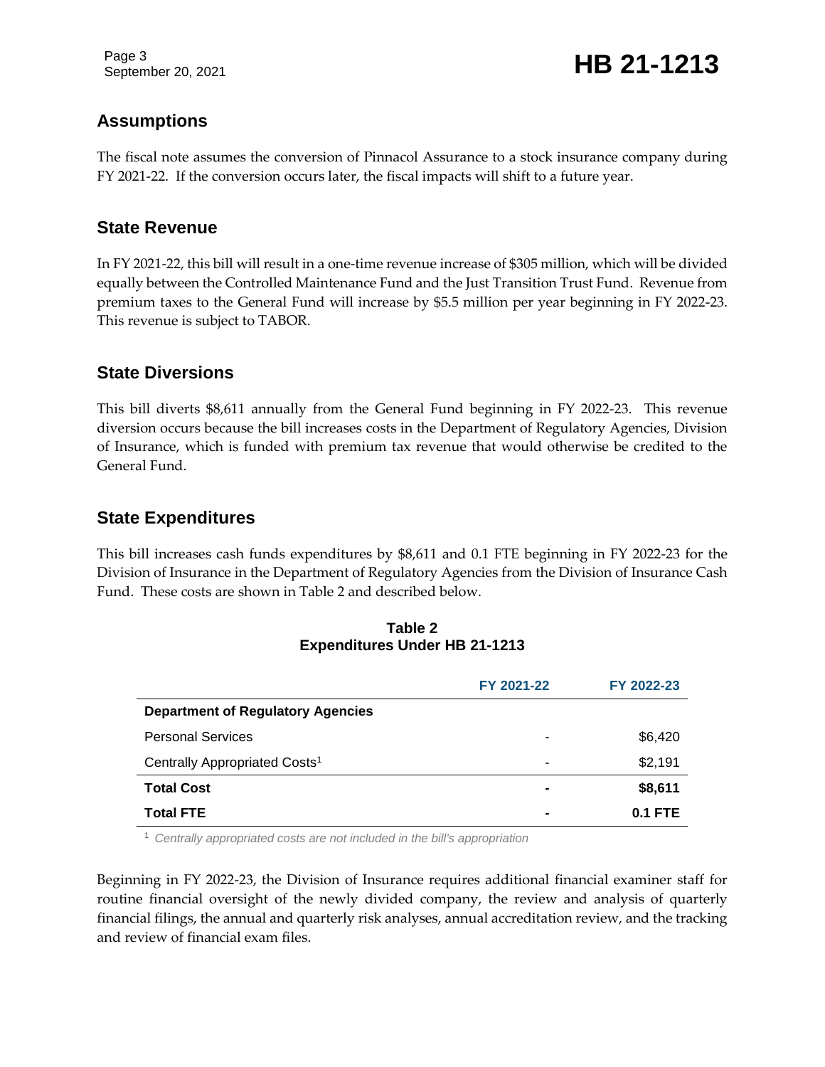## Assumptions

The fiscal note assumes the conversion of Pinnacol Assurance to a stock insurance company during FY 2021-22. If the conversion occurs later, the fiscal impacts will shift to a future year.

## State Revenue

In FY 2021-22, this bill will result in a one-time revenue increase of $305 million, which will be divided equally between the Controlled Maintenance Fund and the Just Transition Trust Fund. Revenue from premium taxes to the General Fund will increase by $5.5 million per year beginning in FY 2022-23. This revenue is subject to TABOR.

## State Diversions

This bill diverts $8,611 annually from the General Fund beginning in FY 2022-23. This revenue diversion occurs because the bill increases costs in the Department of Regulatory Agencies, Division of Insurance, which is funded with premium tax revenue that would otherwise be credited to the General Fund.

## State Expenditures

This bill increases cash funds expenditures by $8,611 and 0.1 FTE beginning in FY 2022-23 for the Division of Insurance in the Department of Regulatory Agencies from the Division of Insurance Cash Fund. These costs are shown in Table 2 and described below.

**Table 2**
**Expenditures Under HB 21-1213**

| | FY 2021-22 | FY 2022-23 |
|---|---|---|
| **Department of Regulatory Agencies** | | |
| Personal Services | - | $6,420 |
| Centrally Appropriated Costs[1] | - | $2,191 |
| **Total Cost** | **-** | **$8,611** |
| **Total FTE** | **-** | **0.1 FTE** |

[1] *Centrally appropriated costs are not included in the bill's appropriation*

Beginning in FY 2022-23, the Division of Insurance requires additional financial examiner staff for routine financial oversight of the newly divided company, the review and analysis of quarterly financial filings, the annual and quarterly risk analyses, annual accreditation review, and the tracking and review of financial exam files.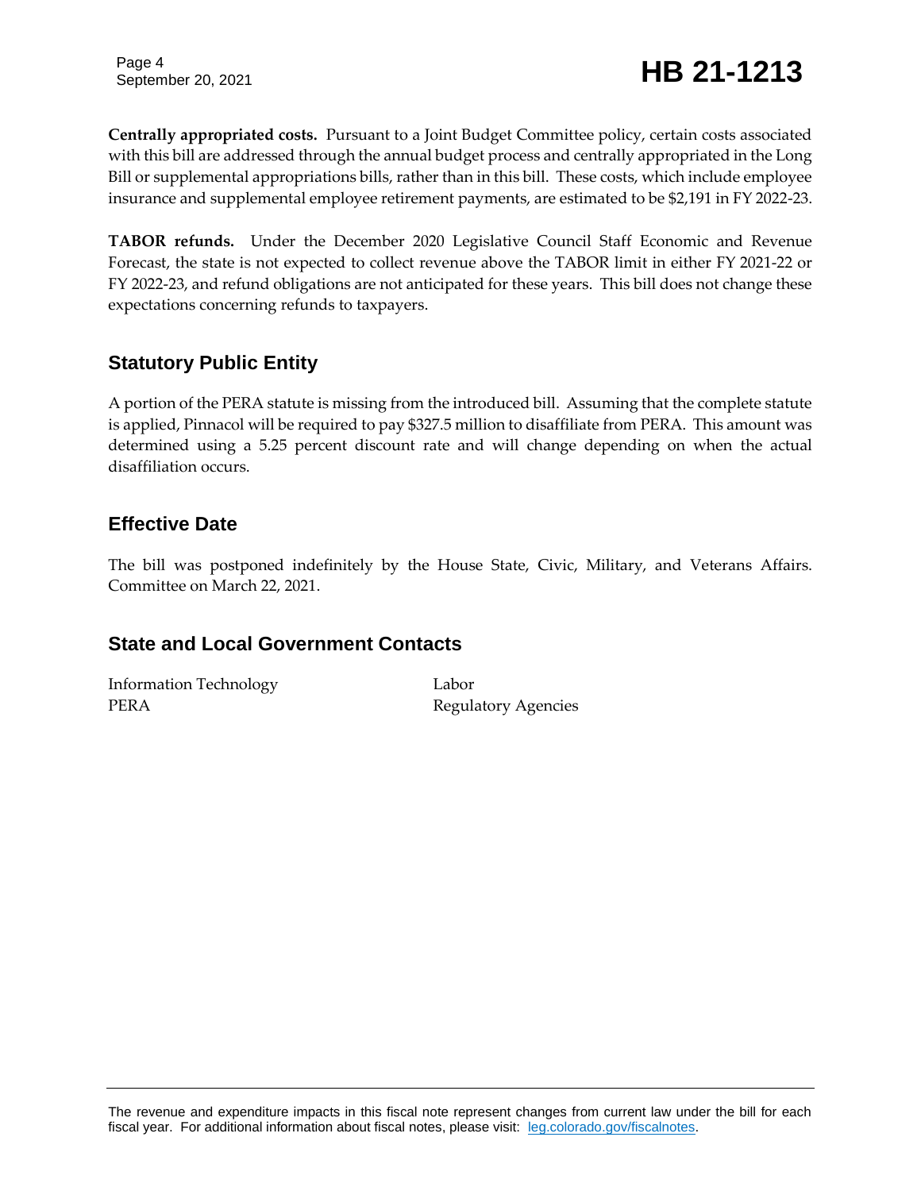**Centrally appropriated costs.** Pursuant to a Joint Budget Committee policy, certain costs associated with this bill are addressed through the annual budget process and centrally appropriated in the Long Bill or supplemental appropriations bills, rather than in this bill. These costs, which include employee insurance and supplemental employee retirement payments, are estimated to be $2,191 in FY 2022-23.

**TABOR refunds.** Under the December 2020 Legislative Council Staff Economic and Revenue Forecast, the state is not expected to collect revenue above the TABOR limit in either FY 2021-22 or FY 2022-23, and refund obligations are not anticipated for these years. This bill does not change these expectations concerning refunds to taxpayers.

## Statutory Public Entity

A portion of the PERA statute is missing from the introduced bill. Assuming that the complete statute is applied, Pinnacol will be required to pay $327.5 million to disaffiliate from PERA. This amount was determined using a 5.25 percent discount rate and will change depending on when the actual disaffiliation occurs.

## Effective Date

The bill was postponed indefinitely by the House State, Civic, Military, and Veterans Affairs. Committee on March 22, 2021.

## State and Local Government Contacts

| | |
|---|---|
| Information Technology | Labor |
| PERA | Regulatory Agencies |

The revenue and expenditure impacts in this fiscal note represent changes from current law under the bill for each fiscal year. For additional information about fiscal notes, please visit: leg.colorado.gov/fiscalnotes.